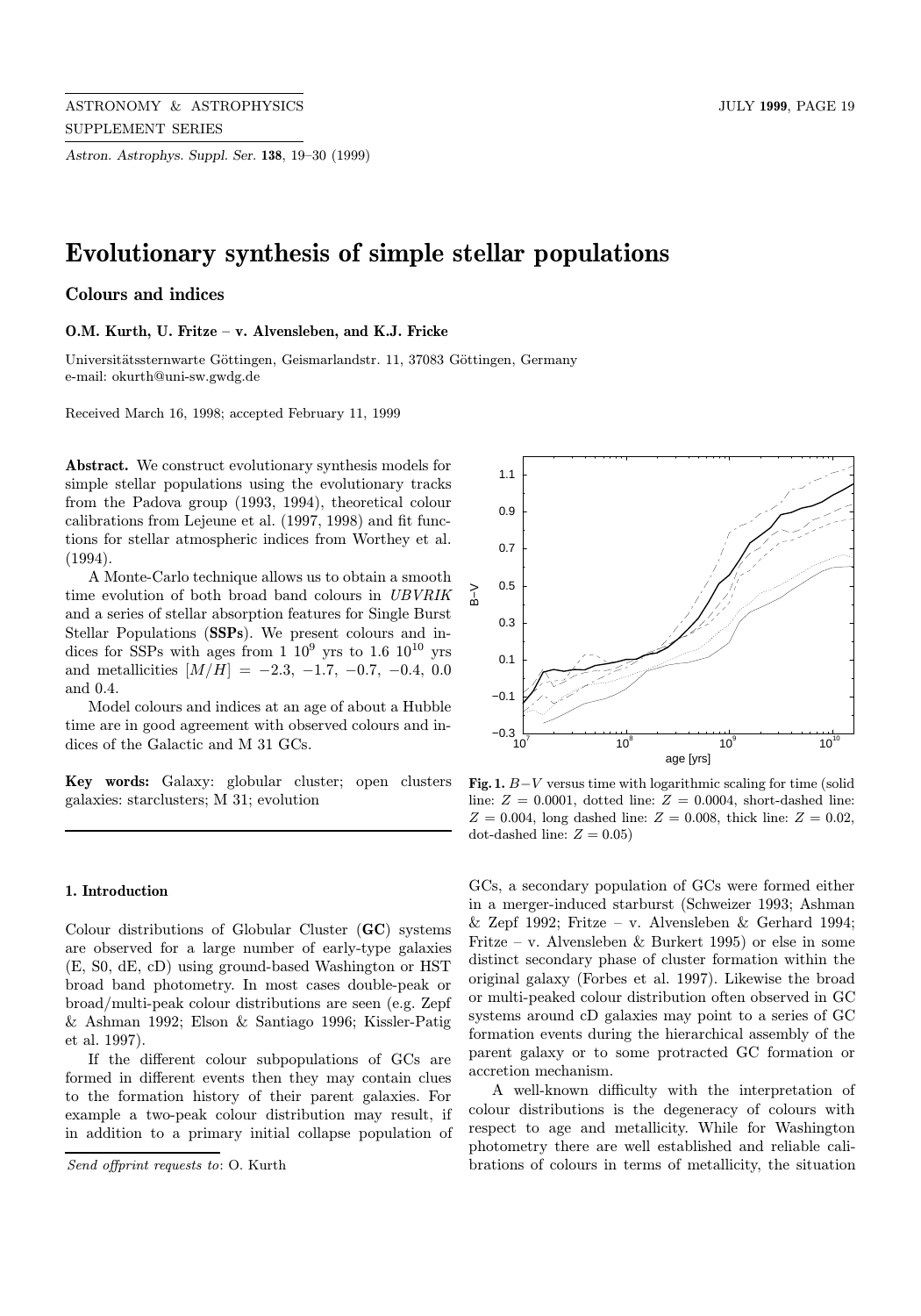# Evolutionary synthesis of simple stellar populations

## Colours and indices

**O.M. Kurth, U. Fritze – v. Alvensleben, and K.J. Fricke**

Universitätssternwarte Göttingen, Geismarlandstr. 11, 37083 Göttingen, Germany
e-mail: okurth@uni-sw.gwdg.de

Received March 16, 1998; accepted February 11, 1999

**Abstract.** We construct evolutionary synthesis models for simple stellar populations using the evolutionary tracks from the Padova group (1993, 1994), theoretical colour calibrations from Lejeune et al. (1997, 1998) and fit functions for stellar atmospheric indices from Worthey et al. (1994).

A Monte-Carlo technique allows us to obtain a smooth time evolution of both broad band colours in *UBVRIK* and a series of stellar absorption features for Single Burst Stellar Populations (**SSPs**). We present colours and indices for SSPs with ages from 1 $10^9$ yrs to 1.6 $10^{10}$ yrs and metallicities $[M/H] = -2.3, -1.7, -0.7, -0.4, 0.0$ and 0.4.

Model colours and indices at an age of about a Hubble time are in good agreement with observed colours and indices of the Galactic and M 31 GCs.

**Key words:** Galaxy: globular cluster; open clusters galaxies: starclusters; M 31; evolution

**Fig. 1.** $B-V$ versus time with logarithmic scaling for time (solid line: $Z = 0.0001$, dotted line: $Z = 0.0004$, short-dashed line: $Z = 0.004$, long dashed line: $Z = 0.008$, thick line: $Z = 0.02$, dot-dashed line: $Z = 0.05$)

### 1. Introduction

Colour distributions of Globular Cluster (**GC**) systems are observed for a large number of early-type galaxies (E, S0, dE, cD) using ground-based Washington or HST broad band photometry. In most cases double-peak or broad/multi-peak colour distributions are seen (e.g. Zepf & Ashman 1992; Elson & Santiago 1996; Kissler-Patig et al. 1997).

If the different colour subpopulations of GCs are formed in different events then they may contain clues to the formation history of their parent galaxies. For example a two-peak colour distribution may result, if in addition to a primary initial collapse population of GCs, a secondary population of GCs were formed either in a merger-induced starburst (Schweizer 1993; Ashman & Zepf 1992; Fritze – v. Alvensleben & Gerhard 1994; Fritze – v. Alvensleben & Burkert 1995) or else in some distinct secondary phase of cluster formation within the original galaxy (Forbes et al. 1997). Likewise the broad or multi-peaked colour distribution often observed in GC systems around cD galaxies may point to a series of GC formation events during the hierarchical assembly of the parent galaxy or to some protracted GC formation or accretion mechanism.

A well-known difficulty with the interpretation of colour distributions is the degeneracy of colours with respect to age and metallicity. While for Washington photometry there are well established and reliable calibrations of colours in terms of metallicity, the situation

*Send offprint requests to*: O. Kurth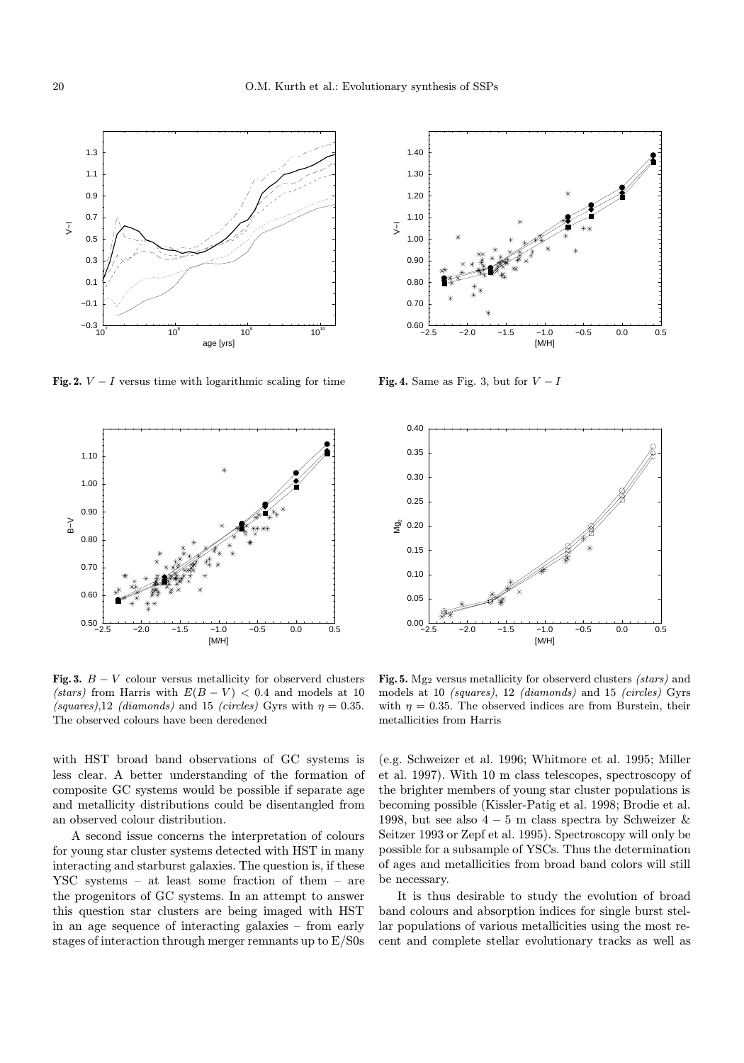**Fig. 2.** $V-I$ versus time with logarithmic scaling for time

**Fig. 4.** Same as Fig. 3, but for $V-I$

**Fig. 3.** $B-V$ colour versus metallicity for observerd clusters *(stars)* from Harris with $E(B-V) < 0.4$ and models at 10 *(squares)*,12 *(diamonds)* and 15 *(circles)* Gyrs with $\eta = 0.35$. The observed colours have been deredened

**Fig. 5.** $Mg_2$ versus metallicity for observerd clusters *(stars)* and models at 10 *(squares)*, 12 *(diamonds)* and 15 *(circles)* Gyrs with $\eta = 0.35$. The observed indices are from Burstein, their metallicities from Harris

with HST broad band observations of GC systems is less clear. A better understanding of the formation of composite GC systems would be possible if separate age and metallicity distributions could be disentangled from an observed colour distribution.

A second issue concerns the interpretation of colours for young star cluster systems detected with HST in many interacting and starburst galaxies. The question is, if these YSC systems – at least some fraction of them – are the progenitors of GC systems. In an attempt to answer this question star clusters are being imaged with HST in an age sequence of interacting galaxies – from early stages of interaction through merger remnants up to E/S0s (e.g. Schweizer et al. 1996; Whitmore et al. 1995; Miller et al. 1997). With 10 m class telescopes, spectroscopy of the brighter members of young star cluster populations is becoming possible (Kissler-Patig et al. 1998; Brodie et al. 1998, but see also $4-5$ m class spectra by Schweizer & Seitzer 1993 or Zepf et al. 1995). Spectroscopy will only be possible for a subsample of YSCs. Thus the determination of ages and metallicities from broad band colors will still be necessary.

It is thus desirable to study the evolution of broad band colours and absorption indices for single burst stellar populations of various metallicities using the most recent and complete stellar evolutionary tracks as well as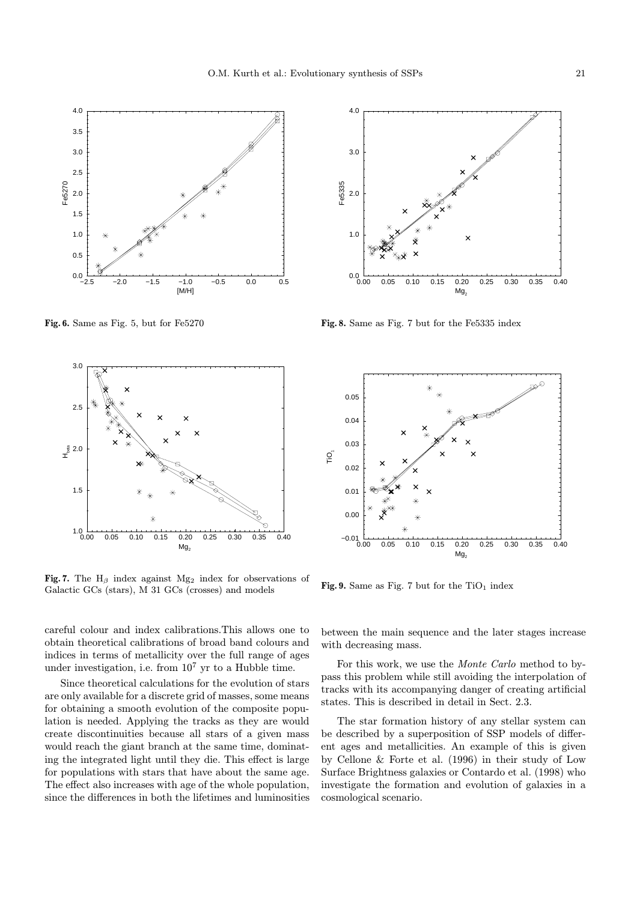**Fig. 6.** Same as Fig. 5, but for Fe5270

**Fig. 8.** Same as Fig. 7 but for the Fe5335 index

**Fig. 7.** The $H_\beta$ index against $Mg_2$ index for observations of Galactic GCs (stars), M 31 GCs (crosses) and models

**Fig. 9.** Same as Fig. 7 but for the $TiO_1$ index

careful colour and index calibrations.This allows one to obtain theoretical calibrations of broad band colours and indices in terms of metallicity over the full range of ages under investigation, i.e. from $10^7$ yr to a Hubble time.

Since theoretical calculations for the evolution of stars are only available for a discrete grid of masses, some means for obtaining a smooth evolution of the composite population is needed. Applying the tracks as they are would create discontinuities because all stars of a given mass would reach the giant branch at the same time, dominating the integrated light until they die. This effect is large for populations with stars that have about the same age. The effect also increases with age of the whole population, since the differences in both the lifetimes and luminosities between the main sequence and the later stages increase with decreasing mass.

For this work, we use the *Monte Carlo* method to bypass this problem while still avoiding the interpolation of tracks with its accompanying danger of creating artificial states. This is described in detail in Sect. 2.3.

The star formation history of any stellar system can be described by a superposition of SSP models of different ages and metallicities. An example of this is given by Cellone & Forte et al. (1996) in their study of Low Surface Brightness galaxies or Contardo et al. (1998) who investigate the formation and evolution of galaxies in a cosmological scenario.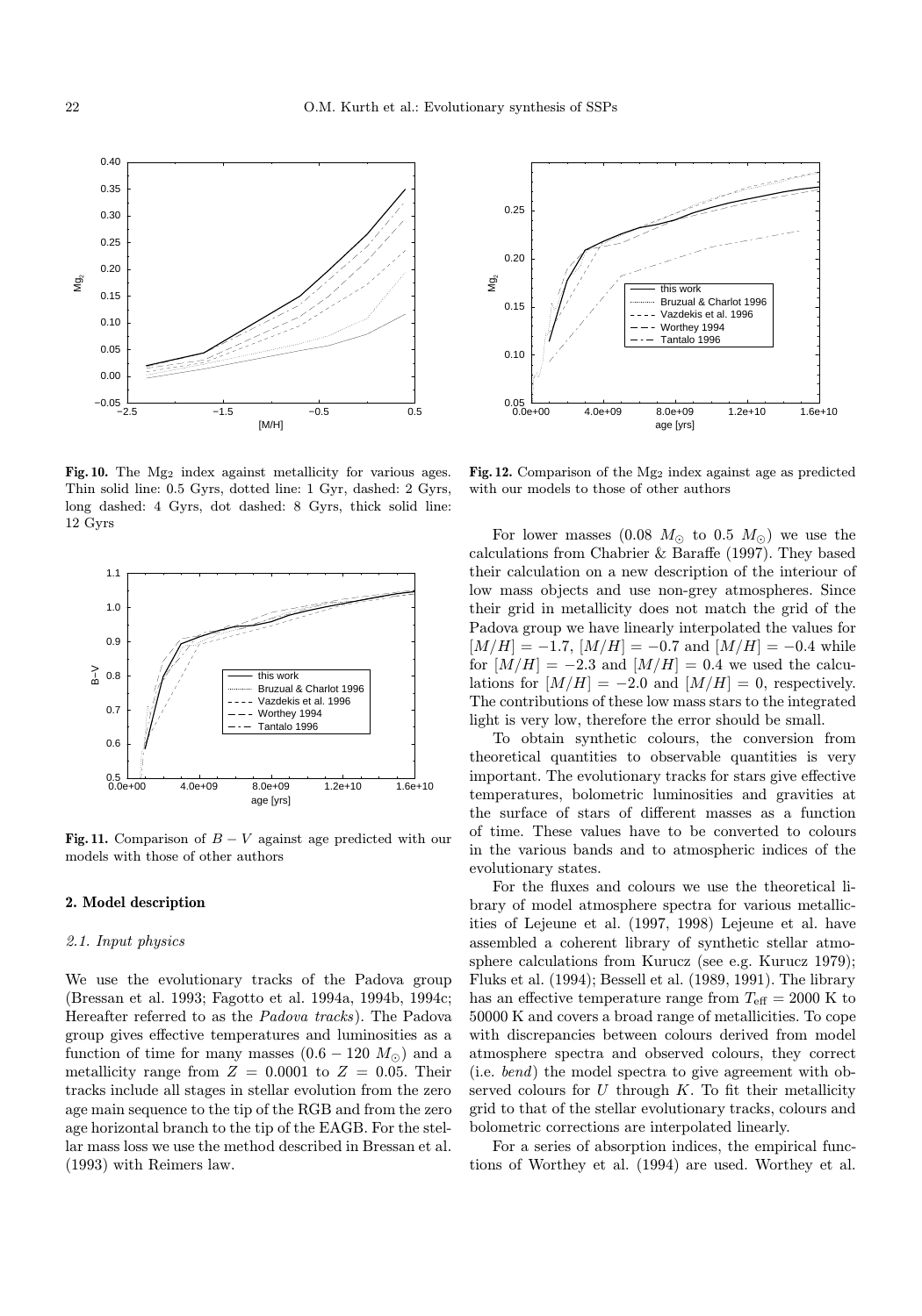**Fig. 10.** The $Mg_2$ index against metallicity for various ages. Thin solid line: 0.5 Gyrs, dotted line: 1 Gyr, dashed: 2 Gyrs, long dashed: 4 Gyrs, dot dashed: 8 Gyrs, thick solid line: 12 Gyrs

**Fig. 11.** Comparison of $B-V$ against age predicted with our models with those of other authors

**Fig. 12.** Comparison of the $Mg_2$ index against age as predicted with our models to those of other authors

## 2. Model description

### 2.1. Input physics

We use the evolutionary tracks of the Padova group (Bressan et al. 1993; Fagotto et al. 1994a, 1994b, 1994c; Hereafter referred to as the *Padova tracks*). The Padova group gives effective temperatures and luminosities as a function of time for many masses $(0.6-120\ M_\odot)$ and a metallicity range from $Z=0.0001$ to $Z=0.05$. Their tracks include all stages in stellar evolution from the zero age main sequence to the tip of the RGB and from the zero age horizontal branch to the tip of the EAGB. For the stellar mass loss we use the method described in Bressan et al. (1993) with Reimers law.

For lower masses ($0.08\ M_\odot$ to $0.5\ M_\odot$) we use the calculations from Chabrier & Baraffe (1997). They based their calculation on a new description of the interiour of low mass objects and use non-grey atmospheres. Since their grid in metallicity does not match the grid of the Padova group we have linearly interpolated the values for $[M/H]=-1.7$, $[M/H]=-0.7$ and $[M/H]=-0.4$ while for $[M/H]=-2.3$ and $[M/H]=0.4$ we used the calculations for $[M/H]=-2.0$ and $[M/H]=0$, respectively. The contributions of these low mass stars to the integrated light is very low, therefore the error should be small.

To obtain synthetic colours, the conversion from theoretical quantities to observable quantities is very important. The evolutionary tracks for stars give effective temperatures, bolometric luminosities and gravities at the surface of stars of different masses as a function of time. These values have to be converted to colours in the various bands and to atmospheric indices of the evolutionary states.

For the fluxes and colours we use the theoretical library of model atmosphere spectra for various metallicities of Lejeune et al. (1997, 1998) Lejeune et al. have assembled a coherent library of synthetic stellar atmosphere calculations from Kurucz (see e.g. Kurucz 1979); Fluks et al. (1994); Bessell et al. (1989, 1991). The library has an effective temperature range from $T_{\rm eff}=2000$ K to 50000 K and covers a broad range of metallicities. To cope with discrepancies between colours derived from model atmosphere spectra and observed colours, they correct (i.e. *bend*) the model spectra to give agreement with observed colours for $U$ through $K$. To fit their metallicity grid to that of the stellar evolutionary tracks, colours and bolometric corrections are interpolated linearly.

For a series of absorption indices, the empirical functions of Worthey et al. (1994) are used. Worthey et al.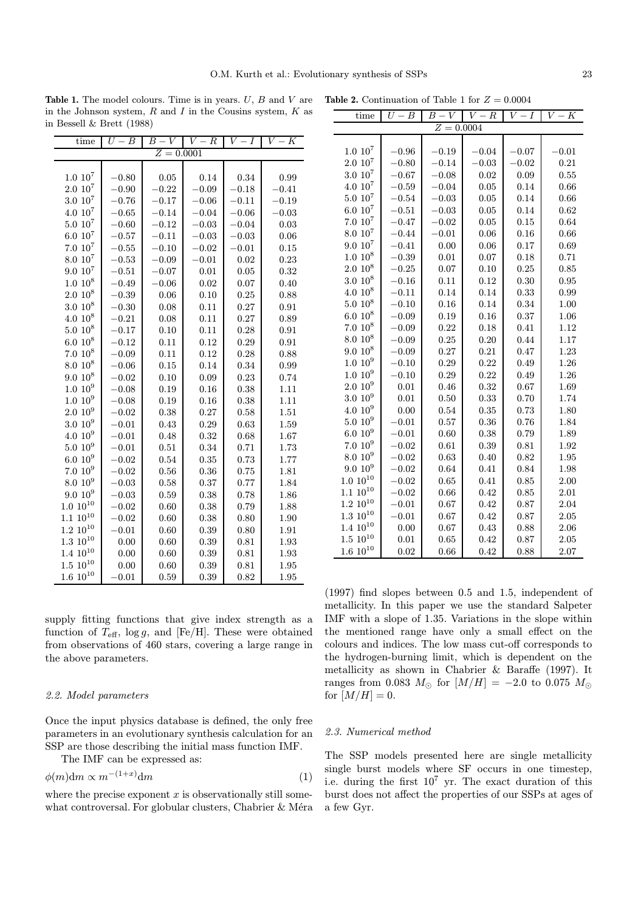**Table 1.** The model colours. Time is in years. $U$, $B$ and $V$ are in the Johnson system, $R$ and $I$ in the Cousins system, $K$ as in Bessell & Brett (1988)

| time | $U-B$ | $B-V$ | $V-R$ | $V-I$ | $V-K$ |
|---|---|---|---|---|---|
| | | $Z=0.0001$ | | | |
| $1.0\ 10^7$ | −0.80 | 0.05 | 0.14 | 0.34 | 0.99 |
| $2.0\ 10^7$ | −0.90 | −0.22 | −0.09 | −0.18 | −0.41 |
| $3.0\ 10^7$ | −0.76 | −0.17 | −0.06 | −0.11 | −0.19 |
| $4.0\ 10^7$ | −0.65 | −0.14 | −0.04 | −0.06 | −0.03 |
| $5.0\ 10^7$ | −0.60 | −0.12 | −0.03 | −0.04 | 0.03 |
| $6.0\ 10^7$ | −0.57 | −0.11 | −0.03 | −0.03 | 0.06 |
| $7.0\ 10^7$ | −0.55 | −0.10 | −0.02 | −0.01 | 0.15 |
| $8.0\ 10^7$ | −0.53 | −0.09 | −0.01 | 0.02 | 0.23 |
| $9.0\ 10^7$ | −0.51 | −0.07 | 0.01 | 0.05 | 0.32 |
| $1.0\ 10^8$ | −0.49 | −0.06 | 0.02 | 0.07 | 0.40 |
| $2.0\ 10^8$ | −0.39 | 0.06 | 0.10 | 0.25 | 0.88 |
| $3.0\ 10^8$ | −0.30 | 0.08 | 0.11 | 0.27 | 0.91 |
| $4.0\ 10^8$ | −0.21 | 0.08 | 0.11 | 0.27 | 0.89 |
| $5.0\ 10^8$ | −0.17 | 0.10 | 0.11 | 0.28 | 0.91 |
| $6.0\ 10^8$ | −0.12 | 0.11 | 0.12 | 0.29 | 0.91 |
| $7.0\ 10^8$ | −0.09 | 0.11 | 0.12 | 0.28 | 0.88 |
| $8.0\ 10^8$ | −0.06 | 0.15 | 0.14 | 0.34 | 0.99 |
| $9.0\ 10^8$ | −0.02 | 0.10 | 0.09 | 0.23 | 0.74 |
| $1.0\ 10^9$ | −0.08 | 0.19 | 0.16 | 0.38 | 1.11 |
| $1.0\ 10^9$ | −0.08 | 0.19 | 0.16 | 0.38 | 1.11 |
| $2.0\ 10^9$ | −0.02 | 0.38 | 0.27 | 0.58 | 1.51 |
| $3.0\ 10^9$ | −0.01 | 0.43 | 0.29 | 0.63 | 1.59 |
| $4.0\ 10^9$ | −0.01 | 0.48 | 0.32 | 0.68 | 1.67 |
| $5.0\ 10^9$ | −0.01 | 0.51 | 0.34 | 0.71 | 1.73 |
| $6.0\ 10^9$ | −0.02 | 0.54 | 0.35 | 0.73 | 1.77 |
| $7.0\ 10^9$ | −0.02 | 0.56 | 0.36 | 0.75 | 1.81 |
| $8.0\ 10^9$ | −0.03 | 0.58 | 0.37 | 0.77 | 1.84 |
| $9.0\ 10^9$ | −0.03 | 0.59 | 0.38 | 0.78 | 1.86 |
| $1.0\ 10^{10}$ | −0.02 | 0.60 | 0.38 | 0.79 | 1.88 |
| $1.1\ 10^{10}$ | −0.02 | 0.60 | 0.38 | 0.80 | 1.90 |
| $1.2\ 10^{10}$ | −0.01 | 0.60 | 0.39 | 0.80 | 1.91 |
| $1.3\ 10^{10}$ | 0.00 | 0.60 | 0.39 | 0.81 | 1.93 |
| $1.4\ 10^{10}$ | 0.00 | 0.60 | 0.39 | 0.81 | 1.93 |
| $1.5\ 10^{10}$ | 0.00 | 0.60 | 0.39 | 0.81 | 1.95 |
| $1.6\ 10^{10}$ | −0.01 | 0.59 | 0.39 | 0.82 | 1.95 |

**Table 2.** Continuation of Table 1 for $Z=0.0004$

| time | $U-B$ | $B-V$ | $V-R$ | $V-I$ | $V-K$ |
|---|---|---|---|---|---|
| | | $Z=0.0004$ | | | |
| $1.0\ 10^7$ | −0.96 | −0.19 | −0.04 | −0.07 | −0.01 |
| $2.0\ 10^7$ | −0.80 | −0.14 | −0.03 | −0.02 | 0.21 |
| $3.0\ 10^7$ | −0.67 | −0.08 | 0.02 | 0.09 | 0.55 |
| $4.0\ 10^7$ | −0.59 | −0.04 | 0.05 | 0.14 | 0.66 |
| $5.0\ 10^7$ | −0.54 | −0.03 | 0.05 | 0.14 | 0.66 |
| $6.0\ 10^7$ | −0.51 | −0.03 | 0.05 | 0.14 | 0.62 |
| $7.0\ 10^7$ | −0.47 | −0.02 | 0.05 | 0.15 | 0.64 |
| $8.0\ 10^7$ | −0.44 | −0.01 | 0.06 | 0.16 | 0.66 |
| $9.0\ 10^7$ | −0.41 | 0.00 | 0.06 | 0.17 | 0.69 |
| $1.0\ 10^8$ | −0.39 | 0.01 | 0.07 | 0.18 | 0.71 |
| $2.0\ 10^8$ | −0.25 | 0.07 | 0.10 | 0.25 | 0.85 |
| $3.0\ 10^8$ | −0.16 | 0.11 | 0.12 | 0.30 | 0.95 |
| $4.0\ 10^8$ | −0.11 | 0.14 | 0.14 | 0.33 | 0.99 |
| $5.0\ 10^8$ | −0.10 | 0.16 | 0.14 | 0.34 | 1.00 |
| $6.0\ 10^8$ | −0.09 | 0.19 | 0.16 | 0.37 | 1.06 |
| $7.0\ 10^8$ | −0.09 | 0.22 | 0.18 | 0.41 | 1.12 |
| $8.0\ 10^8$ | −0.09 | 0.25 | 0.20 | 0.44 | 1.17 |
| $9.0\ 10^8$ | −0.09 | 0.27 | 0.21 | 0.47 | 1.23 |
| $1.0\ 10^9$ | −0.10 | 0.29 | 0.22 | 0.49 | 1.26 |
| $1.0\ 10^9$ | −0.10 | 0.29 | 0.22 | 0.49 | 1.26 |
| $2.0\ 10^9$ | 0.01 | 0.46 | 0.32 | 0.67 | 1.69 |
| $3.0\ 10^9$ | 0.01 | 0.50 | 0.33 | 0.70 | 1.74 |
| $4.0\ 10^9$ | 0.00 | 0.54 | 0.35 | 0.73 | 1.80 |
| $5.0\ 10^9$ | −0.01 | 0.57 | 0.36 | 0.76 | 1.84 |
| $6.0\ 10^9$ | −0.01 | 0.60 | 0.38 | 0.79 | 1.89 |
| $7.0\ 10^9$ | −0.02 | 0.61 | 0.39 | 0.81 | 1.92 |
| $8.0\ 10^9$ | −0.02 | 0.63 | 0.40 | 0.82 | 1.95 |
| $9.0\ 10^9$ | −0.02 | 0.64 | 0.41 | 0.84 | 1.98 |
| $1.0\ 10^{10}$ | −0.02 | 0.65 | 0.41 | 0.85 | 2.00 |
| $1.1\ 10^{10}$ | −0.02 | 0.66 | 0.42 | 0.85 | 2.01 |
| $1.2\ 10^{10}$ | −0.01 | 0.67 | 0.42 | 0.87 | 2.04 |
| $1.3\ 10^{10}$ | −0.01 | 0.67 | 0.42 | 0.87 | 2.05 |
| $1.4\ 10^{10}$ | 0.00 | 0.67 | 0.43 | 0.88 | 2.06 |
| $1.5\ 10^{10}$ | 0.01 | 0.65 | 0.42 | 0.87 | 2.05 |
| $1.6\ 10^{10}$ | 0.02 | 0.66 | 0.42 | 0.88 | 2.07 |

supply fitting functions that give index strength as a function of $T_{\rm eff}$, $\log g$, and [Fe/H]. These were obtained from observations of 460 stars, covering a large range in the above parameters.

### 2.2. Model parameters

Once the input physics database is defined, the only free parameters in an evolutionary synthesis calculation for an SSP are those describing the initial mass function IMF.

The IMF can be expressed as:

$$\phi(m)\mathrm{d}m \propto m^{-(1+x)}\mathrm{d}m \qquad (1)$$

where the precise exponent $x$ is observationally still somewhat controversal. For globular clusters, Chabrier & Méra (1997) find slopes between 0.5 and 1.5, independent of metallicity. In this paper we use the standard Salpeter IMF with a slope of 1.35. Variations in the slope within the mentioned range have only a small effect on the colours and indices. The low mass cut-off corresponds to the hydrogen-burning limit, which is dependent on the metallicity as shown in Chabrier & Baraffe (1997). It ranges from 0.083 $M_\odot$ for $[M/H]=-2.0$ to 0.075 $M_\odot$ for $[M/H]=0$.

### 2.3. Numerical method

The SSP models presented here are single metallicity single burst models where SF occurs in one timestep, i.e. during the first $10^7$ yr. The exact duration of this burst does not affect the properties of our SSPs at ages of a few Gyr.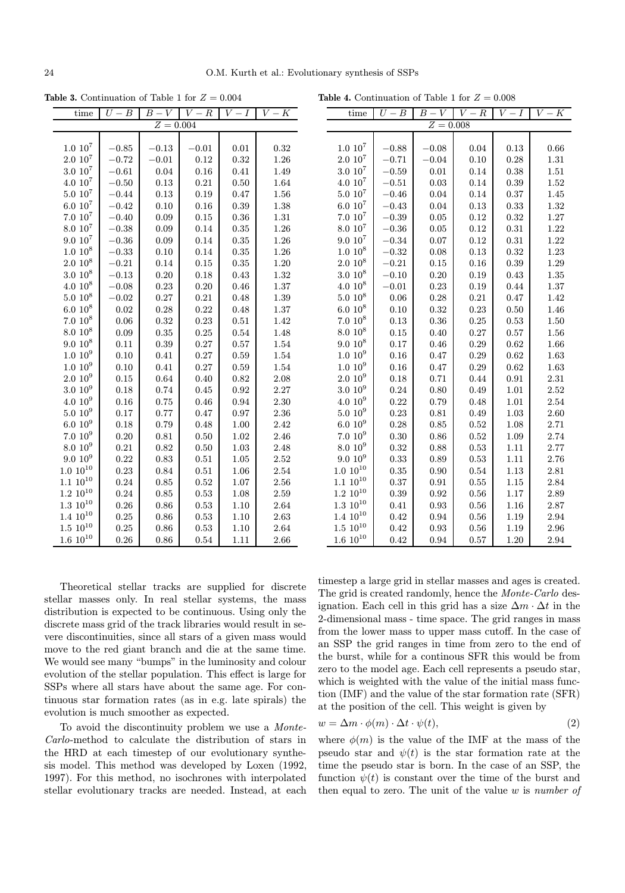**Table 3.** Continuation of Table 1 for $Z = 0.004$

| time | $U-B$ | $B-V$ | $V-R$ | $V-I$ | $V-K$ |
|---|---|---|---|---|---|
| | | $Z = 0.004$ | | | |
| $1.0\ 10^7$ | −0.85 | −0.13 | −0.01 | 0.01 | 0.32 |
| $2.0\ 10^7$ | −0.72 | −0.01 | 0.12 | 0.32 | 1.26 |
| $3.0\ 10^7$ | −0.61 | 0.04 | 0.16 | 0.41 | 1.49 |
| $4.0\ 10^7$ | −0.50 | 0.13 | 0.21 | 0.50 | 1.64 |
| $5.0\ 10^7$ | −0.44 | 0.13 | 0.19 | 0.47 | 1.56 |
| $6.0\ 10^7$ | −0.42 | 0.10 | 0.16 | 0.39 | 1.38 |
| $7.0\ 10^7$ | −0.40 | 0.09 | 0.15 | 0.36 | 1.31 |
| $8.0\ 10^7$ | −0.38 | 0.09 | 0.14 | 0.35 | 1.26 |
| $9.0\ 10^7$ | −0.36 | 0.09 | 0.14 | 0.35 | 1.26 |
| $1.0\ 10^8$ | −0.33 | 0.10 | 0.14 | 0.35 | 1.26 |
| $2.0\ 10^8$ | −0.21 | 0.14 | 0.15 | 0.35 | 1.20 |
| $3.0\ 10^8$ | −0.13 | 0.20 | 0.18 | 0.43 | 1.32 |
| $4.0\ 10^8$ | −0.08 | 0.23 | 0.20 | 0.46 | 1.37 |
| $5.0\ 10^8$ | −0.02 | 0.27 | 0.21 | 0.48 | 1.39 |
| $6.0\ 10^8$ | 0.02 | 0.28 | 0.22 | 0.48 | 1.37 |
| $7.0\ 10^8$ | 0.06 | 0.32 | 0.23 | 0.51 | 1.42 |
| $8.0\ 10^8$ | 0.09 | 0.35 | 0.25 | 0.54 | 1.48 |
| $9.0\ 10^8$ | 0.11 | 0.39 | 0.27 | 0.57 | 1.54 |
| $1.0\ 10^9$ | 0.10 | 0.41 | 0.27 | 0.59 | 1.54 |
| $1.0\ 10^9$ | 0.10 | 0.41 | 0.27 | 0.59 | 1.54 |
| $2.0\ 10^9$ | 0.15 | 0.64 | 0.40 | 0.82 | 2.08 |
| $3.0\ 10^9$ | 0.18 | 0.74 | 0.45 | 0.92 | 2.27 |
| $4.0\ 10^9$ | 0.16 | 0.75 | 0.46 | 0.94 | 2.30 |
| $5.0\ 10^9$ | 0.17 | 0.77 | 0.47 | 0.97 | 2.36 |
| $6.0\ 10^9$ | 0.18 | 0.79 | 0.48 | 1.00 | 2.42 |
| $7.0\ 10^9$ | 0.20 | 0.81 | 0.50 | 1.02 | 2.46 |
| $8.0\ 10^9$ | 0.21 | 0.82 | 0.50 | 1.03 | 2.48 |
| $9.0\ 10^9$ | 0.22 | 0.83 | 0.51 | 1.05 | 2.52 |
| $1.0\ 10^{10}$ | 0.23 | 0.84 | 0.51 | 1.06 | 2.54 |
| $1.1\ 10^{10}$ | 0.24 | 0.85 | 0.52 | 1.07 | 2.56 |
| $1.2\ 10^{10}$ | 0.24 | 0.85 | 0.53 | 1.08 | 2.59 |
| $1.3\ 10^{10}$ | 0.26 | 0.86 | 0.53 | 1.10 | 2.64 |
| $1.4\ 10^{10}$ | 0.25 | 0.86 | 0.53 | 1.10 | 2.63 |
| $1.5\ 10^{10}$ | 0.25 | 0.86 | 0.53 | 1.10 | 2.64 |
| $1.6\ 10^{10}$ | 0.26 | 0.86 | 0.54 | 1.11 | 2.66 |

**Table 4.** Continuation of Table 1 for $Z = 0.008$

| time | $U-B$ | $B-V$ | $V-R$ | $V-I$ | $V-K$ |
|---|---|---|---|---|---|
| | | $Z = 0.008$ | | | |
| $1.0\ 10^7$ | −0.88 | −0.08 | 0.04 | 0.13 | 0.66 |
| $2.0\ 10^7$ | −0.71 | −0.04 | 0.10 | 0.28 | 1.31 |
| $3.0\ 10^7$ | −0.59 | 0.01 | 0.14 | 0.38 | 1.51 |
| $4.0\ 10^7$ | −0.51 | 0.03 | 0.14 | 0.39 | 1.52 |
| $5.0\ 10^7$ | −0.46 | 0.04 | 0.14 | 0.37 | 1.45 |
| $6.0\ 10^7$ | −0.43 | 0.04 | 0.13 | 0.33 | 1.32 |
| $7.0\ 10^7$ | −0.39 | 0.05 | 0.12 | 0.32 | 1.27 |
| $8.0\ 10^7$ | −0.36 | 0.05 | 0.12 | 0.31 | 1.22 |
| $9.0\ 10^7$ | −0.34 | 0.07 | 0.12 | 0.31 | 1.22 |
| $1.0\ 10^8$ | −0.32 | 0.08 | 0.13 | 0.32 | 1.23 |
| $2.0\ 10^8$ | −0.21 | 0.15 | 0.16 | 0.39 | 1.29 |
| $3.0\ 10^8$ | −0.10 | 0.20 | 0.19 | 0.43 | 1.35 |
| $4.0\ 10^8$ | −0.01 | 0.23 | 0.19 | 0.44 | 1.37 |
| $5.0\ 10^8$ | 0.06 | 0.28 | 0.21 | 0.47 | 1.42 |
| $6.0\ 10^8$ | 0.10 | 0.32 | 0.23 | 0.50 | 1.46 |
| $7.0\ 10^8$ | 0.13 | 0.36 | 0.25 | 0.53 | 1.50 |
| $8.0\ 10^8$ | 0.15 | 0.40 | 0.27 | 0.57 | 1.56 |
| $9.0\ 10^8$ | 0.17 | 0.46 | 0.29 | 0.62 | 1.66 |
| $1.0\ 10^9$ | 0.16 | 0.47 | 0.29 | 0.62 | 1.63 |
| $1.0\ 10^9$ | 0.16 | 0.47 | 0.29 | 0.62 | 1.63 |
| $2.0\ 10^9$ | 0.18 | 0.71 | 0.44 | 0.91 | 2.31 |
| $3.0\ 10^9$ | 0.24 | 0.80 | 0.49 | 1.01 | 2.52 |
| $4.0\ 10^9$ | 0.22 | 0.79 | 0.48 | 1.01 | 2.54 |
| $5.0\ 10^9$ | 0.23 | 0.81 | 0.49 | 1.03 | 2.60 |
| $6.0\ 10^9$ | 0.28 | 0.85 | 0.52 | 1.08 | 2.71 |
| $7.0\ 10^9$ | 0.30 | 0.86 | 0.52 | 1.09 | 2.74 |
| $8.0\ 10^9$ | 0.32 | 0.88 | 0.53 | 1.11 | 2.77 |
| $9.0\ 10^9$ | 0.33 | 0.89 | 0.53 | 1.11 | 2.76 |
| $1.0\ 10^{10}$ | 0.35 | 0.90 | 0.54 | 1.13 | 2.81 |
| $1.1\ 10^{10}$ | 0.37 | 0.91 | 0.55 | 1.15 | 2.84 |
| $1.2\ 10^{10}$ | 0.39 | 0.92 | 0.56 | 1.17 | 2.89 |
| $1.3\ 10^{10}$ | 0.41 | 0.93 | 0.56 | 1.16 | 2.87 |
| $1.4\ 10^{10}$ | 0.42 | 0.94 | 0.56 | 1.19 | 2.94 |
| $1.5\ 10^{10}$ | 0.42 | 0.93 | 0.56 | 1.19 | 2.96 |
| $1.6\ 10^{10}$ | 0.42 | 0.94 | 0.57 | 1.20 | 2.94 |

Theoretical stellar tracks are supplied for discrete stellar masses only. In real stellar systems, the mass distribution is expected to be continuous. Using only the discrete mass grid of the track libraries would result in severe discontinuities, since all stars of a given mass would move to the red giant branch and die at the same time. We would see many "bumps" in the luminosity and colour evolution of the stellar population. This effect is large for SSPs where all stars have about the same age. For continuous star formation rates (as in e.g. late spirals) the evolution is much smoother as expected.

To avoid the discontinuity problem we use a *Monte-Carlo*-method to calculate the distribution of stars in the HRD at each timestep of our evolutionary synthesis model. This method was developed by Loxen (1992, 1997). For this method, no isochrones with interpolated stellar evolutionary tracks are needed. Instead, at each timestep a large grid in stellar masses and ages is created. The grid is created randomly, hence the *Monte-Carlo* designation. Each cell in this grid has a size $\Delta m \cdot \Delta t$ in the 2-dimensional mass - time space. The grid ranges in mass from the lower mass to upper mass cutoff. In the case of an SSP the grid ranges in time from zero to the end of the burst, while for a continous SFR this would be from zero to the model age. Each cell represents a pseudo star, which is weighted with the value of the initial mass function (IMF) and the value of the star formation rate (SFR) at the position of the cell. This weight is given by

$$w = \Delta m \cdot \phi(m) \cdot \Delta t \cdot \psi(t), \tag{2}$$

where $\phi(m)$ is the value of the IMF at the mass of the pseudo star and $\psi(t)$ is the star formation rate at the time the pseudo star is born. In the case of an SSP, the function $\psi(t)$ is constant over the time of the burst and then equal to zero. The unit of the value $w$ is *number of*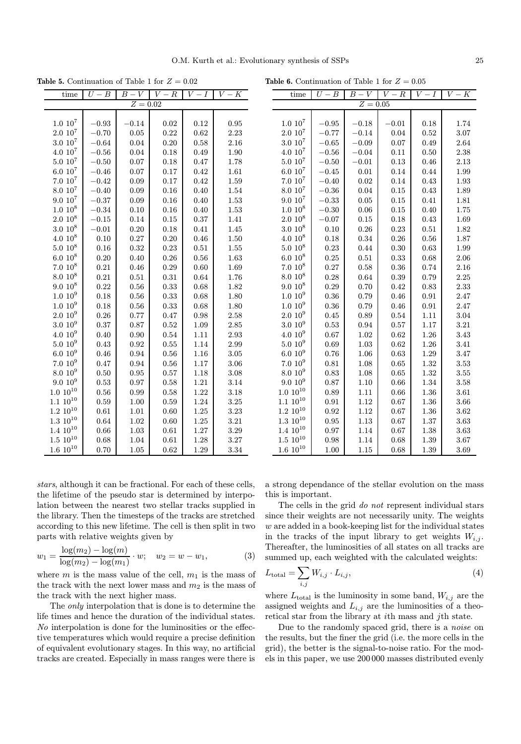**Table 5.** Continuation of Table 1 for $Z = 0.02$

| time | $U-B$ | $B-V$ | $V-R$ | $V-I$ | $V-K$ |
|---|---|---|---|---|---|
| | | $Z = 0.02$ | | | |
| $1.0\ 10^7$ | $-0.93$ | $-0.14$ | 0.02 | 0.12 | 0.95 |
| $2.0\ 10^7$ | $-0.70$ | 0.05 | 0.22 | 0.62 | 2.23 |
| $3.0\ 10^7$ | $-0.64$ | 0.04 | 0.20 | 0.58 | 2.16 |
| $4.0\ 10^7$ | $-0.56$ | 0.04 | 0.18 | 0.49 | 1.90 |
| $5.0\ 10^7$ | $-0.50$ | 0.07 | 0.18 | 0.47 | 1.78 |
| $6.0\ 10^7$ | $-0.46$ | 0.07 | 0.17 | 0.42 | 1.61 |
| $7.0\ 10^7$ | $-0.42$ | 0.09 | 0.17 | 0.42 | 1.59 |
| $8.0\ 10^7$ | $-0.40$ | 0.09 | 0.16 | 0.40 | 1.54 |
| $9.0\ 10^7$ | $-0.37$ | 0.09 | 0.16 | 0.40 | 1.53 |
| $1.0\ 10^8$ | $-0.34$ | 0.10 | 0.16 | 0.40 | 1.53 |
| $2.0\ 10^8$ | $-0.15$ | 0.14 | 0.15 | 0.37 | 1.41 |
| $3.0\ 10^8$ | $-0.01$ | 0.20 | 0.18 | 0.41 | 1.45 |
| $4.0\ 10^8$ | 0.10 | 0.27 | 0.20 | 0.46 | 1.50 |
| $5.0\ 10^8$ | 0.16 | 0.32 | 0.23 | 0.51 | 1.55 |
| $6.0\ 10^8$ | 0.20 | 0.40 | 0.26 | 0.56 | 1.63 |
| $7.0\ 10^8$ | 0.21 | 0.46 | 0.29 | 0.60 | 1.69 |
| $8.0\ 10^8$ | 0.21 | 0.51 | 0.31 | 0.64 | 1.76 |
| $9.0\ 10^8$ | 0.22 | 0.56 | 0.33 | 0.68 | 1.82 |
| $1.0\ 10^9$ | 0.18 | 0.56 | 0.33 | 0.68 | 1.80 |
| $1.0\ 10^9$ | 0.18 | 0.56 | 0.33 | 0.68 | 1.80 |
| $2.0\ 10^9$ | 0.26 | 0.77 | 0.47 | 0.98 | 2.58 |
| $3.0\ 10^9$ | 0.37 | 0.87 | 0.52 | 1.09 | 2.85 |
| $4.0\ 10^9$ | 0.40 | 0.90 | 0.54 | 1.11 | 2.93 |
| $5.0\ 10^9$ | 0.43 | 0.92 | 0.55 | 1.14 | 2.99 |
| $6.0\ 10^9$ | 0.46 | 0.94 | 0.56 | 1.16 | 3.05 |
| $7.0\ 10^9$ | 0.47 | 0.94 | 0.56 | 1.17 | 3.06 |
| $8.0\ 10^9$ | 0.50 | 0.95 | 0.57 | 1.18 | 3.08 |
| $9.0\ 10^9$ | 0.53 | 0.97 | 0.58 | 1.21 | 3.14 |
| $1.0\ 10^{10}$ | 0.56 | 0.99 | 0.58 | 1.22 | 3.18 |
| $1.1\ 10^{10}$ | 0.59 | 1.00 | 0.59 | 1.24 | 3.25 |
| $1.2\ 10^{10}$ | 0.61 | 1.01 | 0.60 | 1.25 | 3.23 |
| $1.3\ 10^{10}$ | 0.64 | 1.02 | 0.60 | 1.25 | 3.21 |
| $1.4\ 10^{10}$ | 0.66 | 1.03 | 0.61 | 1.27 | 3.29 |
| $1.5\ 10^{10}$ | 0.68 | 1.04 | 0.61 | 1.28 | 3.27 |
| $1.6\ 10^{10}$ | 0.70 | 1.05 | 0.62 | 1.29 | 3.34 |

**Table 6.** Continuation of Table 1 for $Z = 0.05$

| time | $U-B$ | $B-V$ | $V-R$ | $V-I$ | $V-K$ |
|---|---|---|---|---|---|
| | | $Z = 0.05$ | | | |
| $1.0\ 10^7$ | $-0.95$ | $-0.18$ | $-0.01$ | 0.18 | 1.74 |
| $2.0\ 10^7$ | $-0.77$ | $-0.14$ | 0.04 | 0.52 | 3.07 |
| $3.0\ 10^7$ | $-0.65$ | $-0.09$ | 0.07 | 0.49 | 2.64 |
| $4.0\ 10^7$ | $-0.56$ | $-0.04$ | 0.11 | 0.50 | 2.38 |
| $5.0\ 10^7$ | $-0.50$ | $-0.01$ | 0.13 | 0.46 | 2.13 |
| $6.0\ 10^7$ | $-0.45$ | 0.01 | 0.14 | 0.44 | 1.99 |
| $7.0\ 10^7$ | $-0.40$ | 0.02 | 0.14 | 0.43 | 1.93 |
| $8.0\ 10^7$ | $-0.36$ | 0.04 | 0.15 | 0.43 | 1.89 |
| $9.0\ 10^7$ | $-0.33$ | 0.05 | 0.15 | 0.41 | 1.81 |
| $1.0\ 10^8$ | $-0.30$ | 0.06 | 0.15 | 0.40 | 1.75 |
| $2.0\ 10^8$ | $-0.07$ | 0.15 | 0.18 | 0.43 | 1.69 |
| $3.0\ 10^8$ | 0.10 | 0.26 | 0.23 | 0.51 | 1.82 |
| $4.0\ 10^8$ | 0.18 | 0.34 | 0.26 | 0.56 | 1.87 |
| $5.0\ 10^8$ | 0.23 | 0.44 | 0.30 | 0.63 | 1.99 |
| $6.0\ 10^8$ | 0.25 | 0.51 | 0.33 | 0.68 | 2.06 |
| $7.0\ 10^8$ | 0.27 | 0.58 | 0.36 | 0.74 | 2.16 |
| $8.0\ 10^8$ | 0.28 | 0.64 | 0.39 | 0.79 | 2.25 |
| $9.0\ 10^8$ | 0.29 | 0.70 | 0.42 | 0.83 | 2.33 |
| $1.0\ 10^9$ | 0.36 | 0.79 | 0.46 | 0.91 | 2.47 |
| $1.0\ 10^9$ | 0.36 | 0.79 | 0.46 | 0.91 | 2.47 |
| $2.0\ 10^9$ | 0.45 | 0.89 | 0.54 | 1.11 | 3.04 |
| $3.0\ 10^9$ | 0.53 | 0.94 | 0.57 | 1.17 | 3.21 |
| $4.0\ 10^9$ | 0.67 | 1.02 | 0.62 | 1.26 | 3.43 |
| $5.0\ 10^9$ | 0.69 | 1.03 | 0.62 | 1.26 | 3.41 |
| $6.0\ 10^9$ | 0.76 | 1.06 | 0.63 | 1.29 | 3.47 |
| $7.0\ 10^9$ | 0.81 | 1.08 | 0.65 | 1.32 | 3.53 |
| $8.0\ 10^9$ | 0.83 | 1.08 | 0.65 | 1.32 | 3.55 |
| $9.0\ 10^9$ | 0.87 | 1.10 | 0.66 | 1.34 | 3.58 |
| $1.0\ 10^{10}$ | 0.89 | 1.11 | 0.66 | 1.36 | 3.61 |
| $1.1\ 10^{10}$ | 0.91 | 1.12 | 0.67 | 1.36 | 3.66 |
| $1.2\ 10^{10}$ | 0.92 | 1.12 | 0.67 | 1.36 | 3.62 |
| $1.3\ 10^{10}$ | 0.95 | 1.13 | 0.67 | 1.37 | 3.63 |
| $1.4\ 10^{10}$ | 0.97 | 1.14 | 0.67 | 1.38 | 3.63 |
| $1.5\ 10^{10}$ | 0.98 | 1.14 | 0.68 | 1.39 | 3.67 |
| $1.6\ 10^{10}$ | 1.00 | 1.15 | 0.68 | 1.39 | 3.69 |

*stars*, although it can be fractional. For each of these cells, the lifetime of the pseudo star is determined by interpolation between the nearest two stellar tracks supplied in the library. Then the timesteps of the tracks are stretched according to this new lifetime. The cell is then split in two parts with relative weights given by

$$w_1 = \frac{\log(m_2) - \log(m)}{\log(m_2) - \log(m_1)} \cdot w; \quad w_2 = w - w_1, \tag{3}$$

where $m$ is the mass value of the cell, $m_1$ is the mass of the track with the next lower mass and $m_2$ is the mass of the track with the next higher mass.

The *only* interpolation that is done is to determine the life times and hence the duration of the individual states. *No* interpolation is done for the luminosities or the effective temperatures which would require a precise definition of equivalent evolutionary stages. In this way, no artificial tracks are created. Especially in mass ranges were there is a strong dependance of the stellar evolution on the mass this is important.

The cells in the grid *do not* represent individual stars since their weights are not necessarily unity. The weights $w$ are added in a book-keeping list for the individual states in the tracks of the input library to get weights $W_{i,j}$. Thereafter, the luminosities of all states on all tracks are summed up, each weighted with the calculated weights:

$$L_{\rm total} = \sum_{i,j} W_{i,j} \cdot L_{i,j}, \tag{4}$$

where $L_{\rm total}$ is the luminosity in some band, $W_{i,j}$ are the assigned weights and $L_{i,j}$ are the luminosities of a theoretical star from the library at $i$th mass and $j$th state.

Due to the randomly spaced grid, there is a *noise* on the results, but the finer the grid (i.e. the more cells in the grid), the better is the signal-to-noise ratio. For the models in this paper, we use 200 000 masses distributed evenly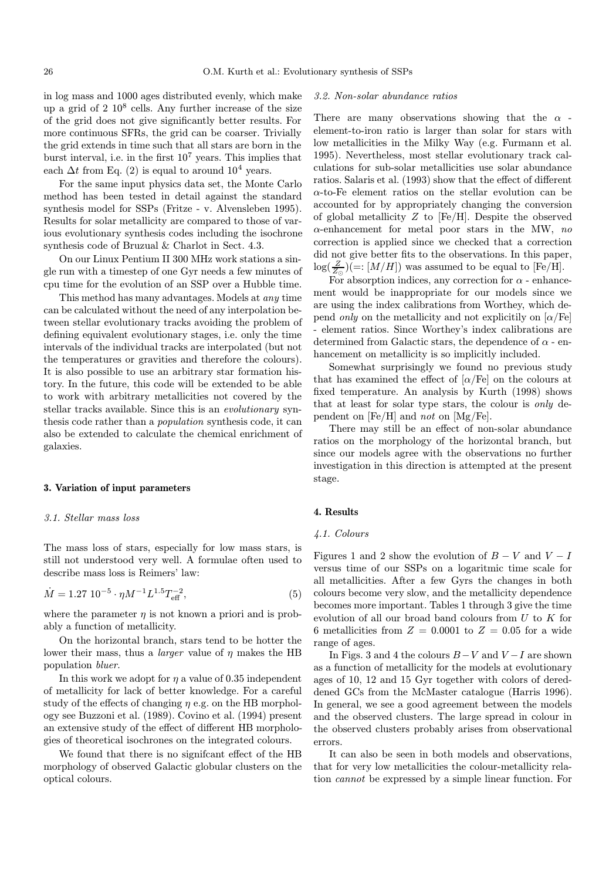in log mass and 1000 ages distributed evenly, which make up a grid of 2 $10^8$ cells. Any further increase of the size of the grid does not give significantly better results. For more continuous SFRs, the grid can be coarser. Trivially the grid extends in time such that all stars are born in the burst interval, i.e. in the first $10^7$ years. This implies that each $\Delta t$ from Eq. (2) is equal to around $10^4$ years.

For the same input physics data set, the Monte Carlo method has been tested in detail against the standard synthesis model for SSPs (Fritze - v. Alvensleben 1995). Results for solar metallicity are compared to those of various evolutionary synthesis codes including the isochrone synthesis code of Bruzual & Charlot in Sect. 4.3.

On our Linux Pentium II 300 MHz work stations a single run with a timestep of one Gyr needs a few minutes of cpu time for the evolution of an SSP over a Hubble time.

This method has many advantages. Models at *any* time can be calculated without the need of any interpolation between stellar evolutionary tracks avoiding the problem of defining equivalent evolutionary stages, i.e. only the time intervals of the individual tracks are interpolated (but not the temperatures or gravities and therefore the colours). It is also possible to use an arbitrary star formation history. In the future, this code will be extended to be able to work with arbitrary metallicities not covered by the stellar tracks available. Since this is an *evolutionary* synthesis code rather than a *population* synthesis code, it can also be extended to calculate the chemical enrichment of galaxies.

## 3. Variation of input parameters

### 3.1. Stellar mass loss

The mass loss of stars, especially for low mass stars, is still not understood very well. A formulae often used to describe mass loss is Reimers' law:

$$\dot{M} = 1.27\ 10^{-5} \cdot \eta M^{-1} L^{1.5} T_{\rm eff}^{-2}, \tag{5}$$

where the parameter $\eta$ is not known a priori and is probably a function of metallicity.

On the horizontal branch, stars tend to be hotter the lower their mass, thus a *larger* value of $\eta$ makes the HB population *bluer*.

In this work we adopt for $\eta$ a value of 0.35 independent of metallicity for lack of better knowledge. For a careful study of the effects of changing $\eta$ e.g. on the HB morphology see Buzzoni et al. (1989). Covino et al. (1994) present an extensive study of the effect of different HB morphologies of theoretical isochrones on the integrated colours.

We found that there is no signifcant effect of the HB morphology of observed Galactic globular clusters on the optical colours.

### 3.2. Non-solar abundance ratios

There are many observations showing that the $\alpha$ - element-to-iron ratio is larger than solar for stars with low metallicities in the Milky Way (e.g. Furmann et al. 1995). Nevertheless, most stellar evolutionary track calculations for sub-solar metallicities use solar abundance ratios. Salaris et al. (1993) show that the effect of different $\alpha$-to-Fe element ratios on the stellar evolution can be accounted for by appropriately changing the conversion of global metallicity $Z$ to [Fe/H]. Despite the observed $\alpha$-enhancement for metal poor stars in the MW, *no* correction is applied since we checked that a correction did not give better fits to the observations. In this paper, $\log(\frac{Z}{Z_\odot})(=: [M/H])$ was assumed to be equal to [Fe/H].

For absorption indices, any correction for $\alpha$ - enhancement would be inappropriate for our models since we are using the index calibrations from Worthey, which depend *only* on the metallicity and not explicitily on $[\alpha/\mathrm{Fe}]$ - element ratios. Since Worthey's index calibrations are determined from Galactic stars, the dependence of $\alpha$ - enhancement on metallicity is so implicitly included.

Somewhat surprisingly we found no previous study that has examined the effect of $[\alpha/\mathrm{Fe}]$ on the colours at fixed temperature. An analysis by Kurth (1998) shows that at least for solar type stars, the colour is *only* dependent on [Fe/H] and *not* on [Mg/Fe].

There may still be an effect of non-solar abundance ratios on the morphology of the horizontal branch, but since our models agree with the observations no further investigation in this direction is attempted at the present stage.

## 4. Results

### 4.1. Colours

Figures 1 and 2 show the evolution of $B-V$ and $V-I$ versus time of our SSPs on a logaritmic time scale for all metallicities. After a few Gyrs the changes in both colours become very slow, and the metallicity dependence becomes more important. Tables 1 through 3 give the time evolution of all our broad band colours from $U$ to $K$ for 6 metallicities from $Z = 0.0001$ to $Z = 0.05$ for a wide range of ages.

In Figs. 3 and 4 the colours $B-V$ and $V-I$ are shown as a function of metallicity for the models at evolutionary ages of 10, 12 and 15 Gyr together with colors of dereddened GCs from the McMaster catalogue (Harris 1996). In general, we see a good agreement between the models and the observed clusters. The large spread in colour in the observed clusters probably arises from observational errors.

It can also be seen in both models and observations, that for very low metallicities the colour-metallicity relation *cannot* be expressed by a simple linear function. For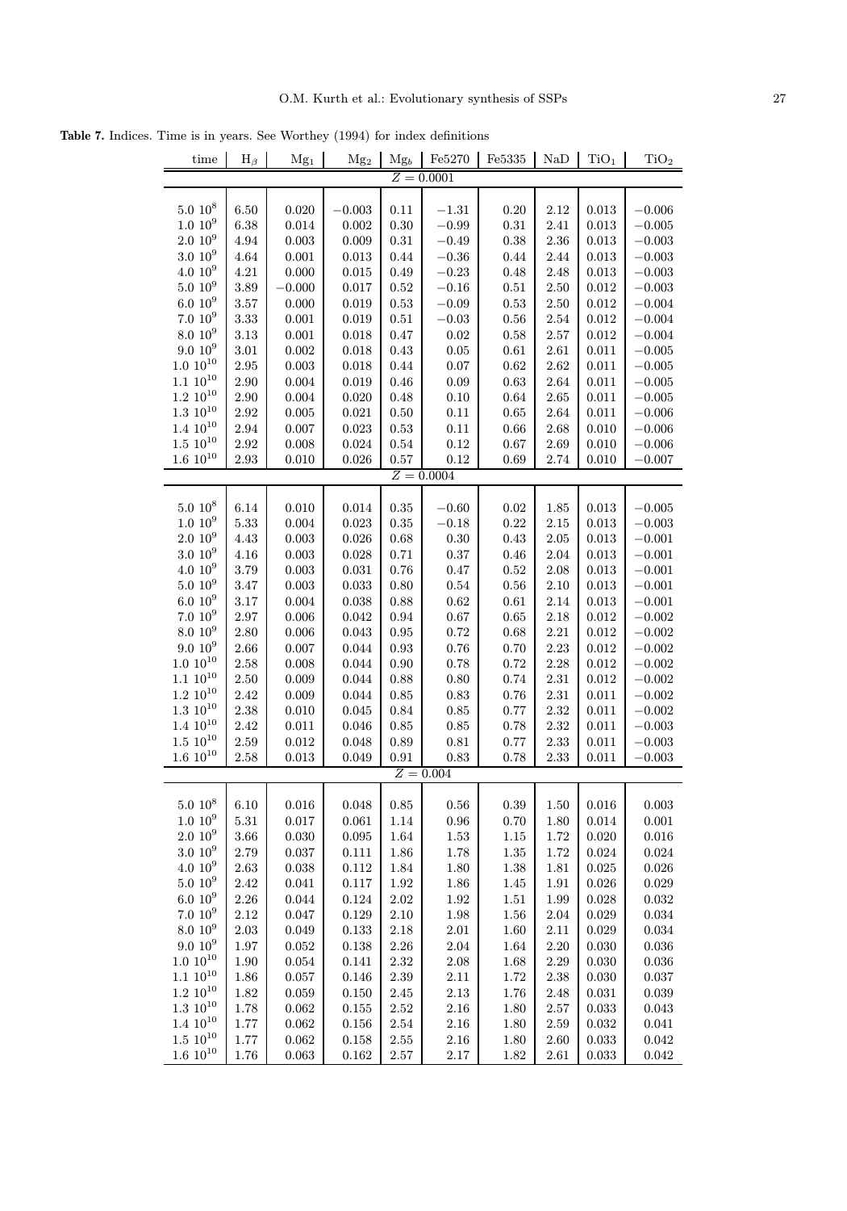**Table 7.** Indices. Time is in years. See Worthey (1994) for index definitions

| time | $H_\beta$ | $Mg_1$ | $Mg_2$ | $Mg_b$ | Fe5270 | Fe5335 | NaD | $TiO_1$ | $TiO_2$ |
|---|---|---|---|---|---|---|---|---|---|
| $Z = 0.0001$ | | | | | | | | | |
| $5.0\ 10^8$ | 6.50 | 0.020 | −0.003 | 0.11 | −1.31 | 0.20 | 2.12 | 0.013 | −0.006 |
| $1.0\ 10^9$ | 6.38 | 0.014 | 0.002 | 0.30 | −0.99 | 0.31 | 2.41 | 0.013 | −0.005 |
| $2.0\ 10^9$ | 4.94 | 0.003 | 0.009 | 0.31 | −0.49 | 0.38 | 2.36 | 0.013 | −0.003 |
| $3.0\ 10^9$ | 4.64 | 0.001 | 0.013 | 0.44 | −0.36 | 0.44 | 2.44 | 0.013 | −0.003 |
| $4.0\ 10^9$ | 4.21 | 0.000 | 0.015 | 0.49 | −0.23 | 0.48 | 2.48 | 0.013 | −0.003 |
| $5.0\ 10^9$ | 3.89 | −0.000 | 0.017 | 0.52 | −0.16 | 0.51 | 2.50 | 0.012 | −0.003 |
| $6.0\ 10^9$ | 3.57 | 0.000 | 0.019 | 0.53 | −0.09 | 0.53 | 2.50 | 0.012 | −0.004 |
| $7.0\ 10^9$ | 3.33 | 0.001 | 0.019 | 0.51 | −0.03 | 0.56 | 2.54 | 0.012 | −0.004 |
| $8.0\ 10^9$ | 3.13 | 0.001 | 0.018 | 0.47 | 0.02 | 0.58 | 2.57 | 0.012 | −0.004 |
| $9.0\ 10^9$ | 3.01 | 0.002 | 0.018 | 0.43 | 0.05 | 0.61 | 2.61 | 0.011 | −0.005 |
| $1.0\ 10^{10}$ | 2.95 | 0.003 | 0.018 | 0.44 | 0.07 | 0.62 | 2.62 | 0.011 | −0.005 |
| $1.1\ 10^{10}$ | 2.90 | 0.004 | 0.019 | 0.46 | 0.09 | 0.63 | 2.64 | 0.011 | −0.005 |
| $1.2\ 10^{10}$ | 2.90 | 0.004 | 0.020 | 0.48 | 0.10 | 0.64 | 2.65 | 0.011 | −0.005 |
| $1.3\ 10^{10}$ | 2.92 | 0.005 | 0.021 | 0.50 | 0.11 | 0.65 | 2.64 | 0.011 | −0.006 |
| $1.4\ 10^{10}$ | 2.94 | 0.007 | 0.023 | 0.53 | 0.11 | 0.66 | 2.68 | 0.010 | −0.006 |
| $1.5\ 10^{10}$ | 2.92 | 0.008 | 0.024 | 0.54 | 0.12 | 0.67 | 2.69 | 0.010 | −0.006 |
| $1.6\ 10^{10}$ | 2.93 | 0.010 | 0.026 | 0.57 | 0.12 | 0.69 | 2.74 | 0.010 | −0.007 |
| $Z = 0.0004$ | | | | | | | | | |
| $5.0\ 10^8$ | 6.14 | 0.010 | 0.014 | 0.35 | −0.60 | 0.02 | 1.85 | 0.013 | −0.005 |
| $1.0\ 10^9$ | 5.33 | 0.004 | 0.023 | 0.35 | −0.18 | 0.22 | 2.15 | 0.013 | −0.003 |
| $2.0\ 10^9$ | 4.43 | 0.003 | 0.026 | 0.68 | 0.30 | 0.43 | 2.05 | 0.013 | −0.001 |
| $3.0\ 10^9$ | 4.16 | 0.003 | 0.028 | 0.71 | 0.37 | 0.46 | 2.04 | 0.013 | −0.001 |
| $4.0\ 10^9$ | 3.79 | 0.003 | 0.031 | 0.76 | 0.47 | 0.52 | 2.08 | 0.013 | −0.001 |
| $5.0\ 10^9$ | 3.47 | 0.003 | 0.033 | 0.80 | 0.54 | 0.56 | 2.10 | 0.013 | −0.001 |
| $6.0\ 10^9$ | 3.17 | 0.004 | 0.038 | 0.88 | 0.62 | 0.61 | 2.14 | 0.013 | −0.001 |
| $7.0\ 10^9$ | 2.97 | 0.006 | 0.042 | 0.94 | 0.67 | 0.65 | 2.18 | 0.012 | −0.002 |
| $8.0\ 10^9$ | 2.80 | 0.006 | 0.043 | 0.95 | 0.72 | 0.68 | 2.21 | 0.012 | −0.002 |
| $9.0\ 10^9$ | 2.66 | 0.007 | 0.044 | 0.93 | 0.76 | 0.70 | 2.23 | 0.012 | −0.002 |
| $1.0\ 10^{10}$ | 2.58 | 0.008 | 0.044 | 0.90 | 0.78 | 0.72 | 2.28 | 0.012 | −0.002 |
| $1.1\ 10^{10}$ | 2.50 | 0.009 | 0.044 | 0.88 | 0.80 | 0.74 | 2.31 | 0.012 | −0.002 |
| $1.2\ 10^{10}$ | 2.42 | 0.009 | 0.044 | 0.85 | 0.83 | 0.76 | 2.31 | 0.011 | −0.002 |
| $1.3\ 10^{10}$ | 2.38 | 0.010 | 0.045 | 0.84 | 0.85 | 0.77 | 2.32 | 0.011 | −0.002 |
| $1.4\ 10^{10}$ | 2.42 | 0.011 | 0.046 | 0.85 | 0.85 | 0.78 | 2.32 | 0.011 | −0.003 |
| $1.5\ 10^{10}$ | 2.59 | 0.012 | 0.048 | 0.89 | 0.81 | 0.77 | 2.33 | 0.011 | −0.003 |
| $1.6\ 10^{10}$ | 2.58 | 0.013 | 0.049 | 0.91 | 0.83 | 0.78 | 2.33 | 0.011 | −0.003 |
| $Z = 0.004$ | | | | | | | | | |
| $5.0\ 10^8$ | 6.10 | 0.016 | 0.048 | 0.85 | 0.56 | 0.39 | 1.50 | 0.016 | 0.003 |
| $1.0\ 10^9$ | 5.31 | 0.017 | 0.061 | 1.14 | 0.96 | 0.70 | 1.80 | 0.014 | 0.001 |
| $2.0\ 10^9$ | 3.66 | 0.030 | 0.095 | 1.64 | 1.53 | 1.15 | 1.72 | 0.020 | 0.016 |
| $3.0\ 10^9$ | 2.79 | 0.037 | 0.111 | 1.86 | 1.78 | 1.35 | 1.72 | 0.024 | 0.024 |
| $4.0\ 10^9$ | 2.63 | 0.038 | 0.112 | 1.84 | 1.80 | 1.38 | 1.81 | 0.025 | 0.026 |
| $5.0\ 10^9$ | 2.42 | 0.041 | 0.117 | 1.92 | 1.86 | 1.45 | 1.91 | 0.026 | 0.029 |
| $6.0\ 10^9$ | 2.26 | 0.044 | 0.124 | 2.02 | 1.92 | 1.51 | 1.99 | 0.028 | 0.032 |
| $7.0\ 10^9$ | 2.12 | 0.047 | 0.129 | 2.10 | 1.98 | 1.56 | 2.04 | 0.029 | 0.034 |
| $8.0\ 10^9$ | 2.03 | 0.049 | 0.133 | 2.18 | 2.01 | 1.60 | 2.11 | 0.029 | 0.034 |
| $9.0\ 10^9$ | 1.97 | 0.052 | 0.138 | 2.26 | 2.04 | 1.64 | 2.20 | 0.030 | 0.036 |
| $1.0\ 10^{10}$ | 1.90 | 0.054 | 0.141 | 2.32 | 2.08 | 1.68 | 2.29 | 0.030 | 0.036 |
| $1.1\ 10^{10}$ | 1.86 | 0.057 | 0.146 | 2.39 | 2.11 | 1.72 | 2.38 | 0.030 | 0.037 |
| $1.2\ 10^{10}$ | 1.82 | 0.059 | 0.150 | 2.45 | 2.13 | 1.76 | 2.48 | 0.031 | 0.039 |
| $1.3\ 10^{10}$ | 1.78 | 0.062 | 0.155 | 2.52 | 2.16 | 1.80 | 2.57 | 0.033 | 0.043 |
| $1.4\ 10^{10}$ | 1.77 | 0.062 | 0.156 | 2.54 | 2.16 | 1.80 | 2.59 | 0.032 | 0.041 |
| $1.5\ 10^{10}$ | 1.77 | 0.062 | 0.158 | 2.55 | 2.16 | 1.80 | 2.60 | 0.033 | 0.042 |
| $1.6\ 10^{10}$ | 1.76 | 0.063 | 0.162 | 2.57 | 2.17 | 1.82 | 2.61 | 0.033 | 0.042 |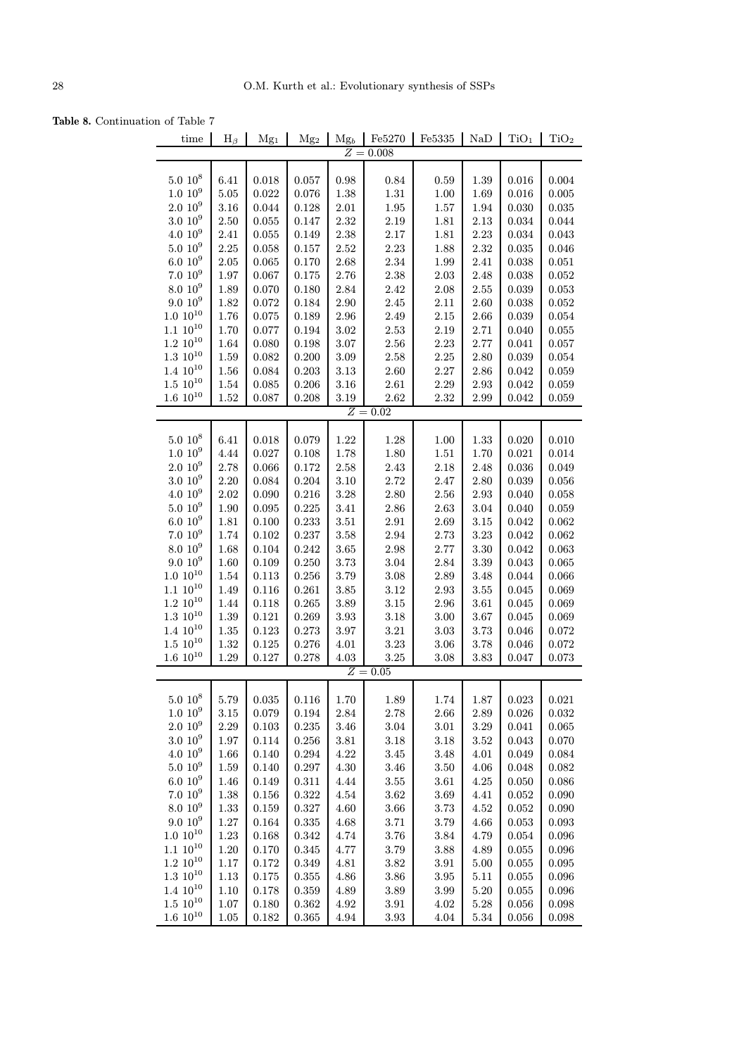**Table 8.** Continuation of Table 7

| time | $H_\beta$ | $Mg_1$ | $Mg_2$ | $Mg_b$ | Fe5270 | Fe5335 | NaD | $TiO_1$ | $TiO_2$ |
|---|---|---|---|---|---|---|---|---|---|
| | | | | | $Z = 0.008$ | | | | |
| $5.0\ 10^8$ | 6.41 | 0.018 | 0.057 | 0.98 | 0.84 | 0.59 | 1.39 | 0.016 | 0.004 |
| $1.0\ 10^9$ | 5.05 | 0.022 | 0.076 | 1.38 | 1.31 | 1.00 | 1.69 | 0.016 | 0.005 |
| $2.0\ 10^9$ | 3.16 | 0.044 | 0.128 | 2.01 | 1.95 | 1.57 | 1.94 | 0.030 | 0.035 |
| $3.0\ 10^9$ | 2.50 | 0.055 | 0.147 | 2.32 | 2.19 | 1.81 | 2.13 | 0.034 | 0.044 |
| $4.0\ 10^9$ | 2.41 | 0.055 | 0.149 | 2.38 | 2.17 | 1.81 | 2.23 | 0.034 | 0.043 |
| $5.0\ 10^9$ | 2.25 | 0.058 | 0.157 | 2.52 | 2.23 | 1.88 | 2.32 | 0.035 | 0.046 |
| $6.0\ 10^9$ | 2.05 | 0.065 | 0.170 | 2.68 | 2.34 | 1.99 | 2.41 | 0.038 | 0.051 |
| $7.0\ 10^9$ | 1.97 | 0.067 | 0.175 | 2.76 | 2.38 | 2.03 | 2.48 | 0.038 | 0.052 |
| $8.0\ 10^9$ | 1.89 | 0.070 | 0.180 | 2.84 | 2.42 | 2.08 | 2.55 | 0.039 | 0.053 |
| $9.0\ 10^9$ | 1.82 | 0.072 | 0.184 | 2.90 | 2.45 | 2.11 | 2.60 | 0.038 | 0.052 |
| $1.0\ 10^{10}$ | 1.76 | 0.075 | 0.189 | 2.96 | 2.49 | 2.15 | 2.66 | 0.039 | 0.054 |
| $1.1\ 10^{10}$ | 1.70 | 0.077 | 0.194 | 3.02 | 2.53 | 2.19 | 2.71 | 0.040 | 0.055 |
| $1.2\ 10^{10}$ | 1.64 | 0.080 | 0.198 | 3.07 | 2.56 | 2.23 | 2.77 | 0.041 | 0.057 |
| $1.3\ 10^{10}$ | 1.59 | 0.082 | 0.200 | 3.09 | 2.58 | 2.25 | 2.80 | 0.039 | 0.054 |
| $1.4\ 10^{10}$ | 1.56 | 0.084 | 0.203 | 3.13 | 2.60 | 2.27 | 2.86 | 0.042 | 0.059 |
| $1.5\ 10^{10}$ | 1.54 | 0.085 | 0.206 | 3.16 | 2.61 | 2.29 | 2.93 | 0.042 | 0.059 |
| $1.6\ 10^{10}$ | 1.52 | 0.087 | 0.208 | 3.19 | 2.62 | 2.32 | 2.99 | 0.042 | 0.059 |
| | | | | | $Z = 0.02$ | | | | |
| $5.0\ 10^8$ | 6.41 | 0.018 | 0.079 | 1.22 | 1.28 | 1.00 | 1.33 | 0.020 | 0.010 |
| $1.0\ 10^9$ | 4.44 | 0.027 | 0.108 | 1.78 | 1.80 | 1.51 | 1.70 | 0.021 | 0.014 |
| $2.0\ 10^9$ | 2.78 | 0.066 | 0.172 | 2.58 | 2.43 | 2.18 | 2.48 | 0.036 | 0.049 |
| $3.0\ 10^9$ | 2.20 | 0.084 | 0.204 | 3.10 | 2.72 | 2.47 | 2.80 | 0.039 | 0.056 |
| $4.0\ 10^9$ | 2.02 | 0.090 | 0.216 | 3.28 | 2.80 | 2.56 | 2.93 | 0.040 | 0.058 |
| $5.0\ 10^9$ | 1.90 | 0.095 | 0.225 | 3.41 | 2.86 | 2.63 | 3.04 | 0.040 | 0.059 |
| $6.0\ 10^9$ | 1.81 | 0.100 | 0.233 | 3.51 | 2.91 | 2.69 | 3.15 | 0.042 | 0.062 |
| $7.0\ 10^9$ | 1.74 | 0.102 | 0.237 | 3.58 | 2.94 | 2.73 | 3.23 | 0.042 | 0.062 |
| $8.0\ 10^9$ | 1.68 | 0.104 | 0.242 | 3.65 | 2.98 | 2.77 | 3.30 | 0.042 | 0.063 |
| $9.0\ 10^9$ | 1.60 | 0.109 | 0.250 | 3.73 | 3.04 | 2.84 | 3.39 | 0.043 | 0.065 |
| $1.0\ 10^{10}$ | 1.54 | 0.113 | 0.256 | 3.79 | 3.08 | 2.89 | 3.48 | 0.044 | 0.066 |
| $1.1\ 10^{10}$ | 1.49 | 0.116 | 0.261 | 3.85 | 3.12 | 2.93 | 3.55 | 0.045 | 0.069 |
| $1.2\ 10^{10}$ | 1.44 | 0.118 | 0.265 | 3.89 | 3.15 | 2.96 | 3.61 | 0.045 | 0.069 |
| $1.3\ 10^{10}$ | 1.39 | 0.121 | 0.269 | 3.93 | 3.18 | 3.00 | 3.67 | 0.045 | 0.069 |
| $1.4\ 10^{10}$ | 1.35 | 0.123 | 0.273 | 3.97 | 3.21 | 3.03 | 3.73 | 0.046 | 0.072 |
| $1.5\ 10^{10}$ | 1.32 | 0.125 | 0.276 | 4.01 | 3.23 | 3.06 | 3.78 | 0.046 | 0.072 |
| $1.6\ 10^{10}$ | 1.29 | 0.127 | 0.278 | 4.03 | 3.25 | 3.08 | 3.83 | 0.047 | 0.073 |
| | | | | | $Z = 0.05$ | | | | |
| $5.0\ 10^8$ | 5.79 | 0.035 | 0.116 | 1.70 | 1.89 | 1.74 | 1.87 | 0.023 | 0.021 |
| $1.0\ 10^9$ | 3.15 | 0.079 | 0.194 | 2.84 | 2.78 | 2.66 | 2.89 | 0.026 | 0.032 |
| $2.0\ 10^9$ | 2.29 | 0.103 | 0.235 | 3.46 | 3.04 | 3.01 | 3.29 | 0.041 | 0.065 |
| $3.0\ 10^9$ | 1.97 | 0.114 | 0.256 | 3.81 | 3.18 | 3.18 | 3.52 | 0.043 | 0.070 |
| $4.0\ 10^9$ | 1.66 | 0.140 | 0.294 | 4.22 | 3.45 | 3.48 | 4.01 | 0.049 | 0.084 |
| $5.0\ 10^9$ | 1.59 | 0.140 | 0.297 | 4.30 | 3.46 | 3.50 | 4.06 | 0.048 | 0.082 |
| $6.0\ 10^9$ | 1.46 | 0.149 | 0.311 | 4.44 | 3.55 | 3.61 | 4.25 | 0.050 | 0.086 |
| $7.0\ 10^9$ | 1.38 | 0.156 | 0.322 | 4.54 | 3.62 | 3.69 | 4.41 | 0.052 | 0.090 |
| $8.0\ 10^9$ | 1.33 | 0.159 | 0.327 | 4.60 | 3.66 | 3.73 | 4.52 | 0.052 | 0.090 |
| $9.0\ 10^9$ | 1.27 | 0.164 | 0.335 | 4.68 | 3.71 | 3.79 | 4.66 | 0.053 | 0.093 |
| $1.0\ 10^{10}$ | 1.23 | 0.168 | 0.342 | 4.74 | 3.76 | 3.84 | 4.79 | 0.054 | 0.096 |
| $1.1\ 10^{10}$ | 1.20 | 0.170 | 0.345 | 4.77 | 3.79 | 3.88 | 4.89 | 0.055 | 0.096 |
| $1.2\ 10^{10}$ | 1.17 | 0.172 | 0.349 | 4.81 | 3.82 | 3.91 | 5.00 | 0.055 | 0.095 |
| $1.3\ 10^{10}$ | 1.13 | 0.175 | 0.355 | 4.86 | 3.86 | 3.95 | 5.11 | 0.055 | 0.096 |
| $1.4\ 10^{10}$ | 1.10 | 0.178 | 0.359 | 4.89 | 3.89 | 3.99 | 5.20 | 0.055 | 0.096 |
| $1.5\ 10^{10}$ | 1.07 | 0.180 | 0.362 | 4.92 | 3.91 | 4.02 | 5.28 | 0.056 | 0.098 |
| $1.6\ 10^{10}$ | 1.05 | 0.182 | 0.365 | 4.94 | 3.93 | 4.04 | 5.34 | 0.056 | 0.098 |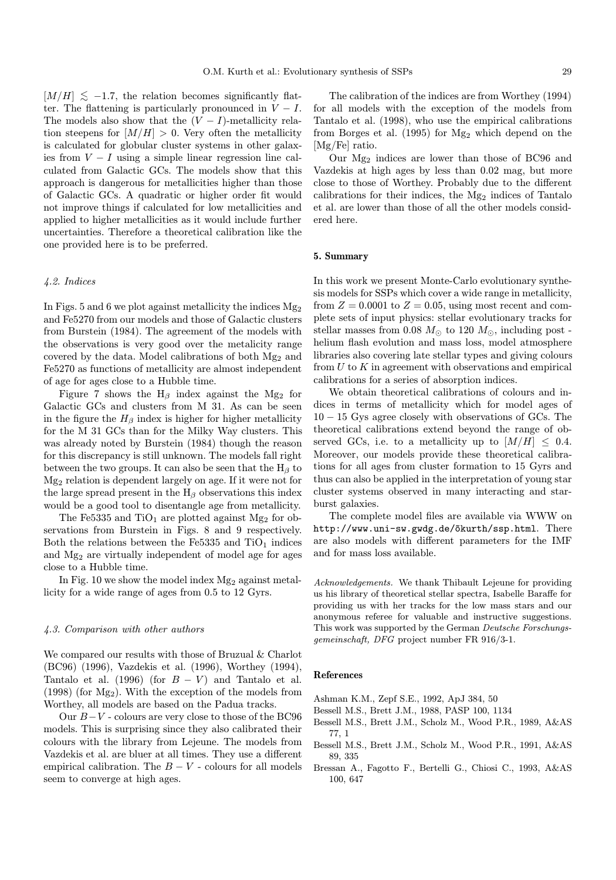$[M/H] \lesssim -1.7$, the relation becomes significantly flatter. The flattening is particularly pronounced in $V-I$. The models also show that the $(V-I)$-metallicity relation steepens for $[M/H] > 0$. Very often the metallicity is calculated for globular cluster systems in other galaxies from $V-I$ using a simple linear regression line calculated from Galactic GCs. The models show that this approach is dangerous for metallicities higher than those of Galactic GCs. A quadratic or higher order fit would not improve things if calculated for low metallicities and applied to higher metallicities as it would include further uncertainties. Therefore a theoretical calibration like the one provided here is to be preferred.

### *4.2. Indices*

In Figs. 5 and 6 we plot against metallicity the indices $Mg_2$ and Fe5270 from our models and those of Galactic clusters from Burstein (1984). The agreement of the models with the observations is very good over the metalicity range covered by the data. Model calibrations of both $Mg_2$ and Fe5270 as functions of metallicity are almost independent of age for ages close to a Hubble time.

Figure 7 shows the $H_\beta$ index against the $Mg_2$ for Galactic GCs and clusters from M 31. As can be seen in the figure the $H_\beta$ index is higher for higher metallicity for the M 31 GCs than for the Milky Way clusters. This was already noted by Burstein (1984) though the reason for this discrepancy is still unknown. The models fall right between the two groups. It can also be seen that the $H_\beta$ to $Mg_2$ relation is dependent largely on age. If it were not for the large spread present in the $H_\beta$ observations this index would be a good tool to disentangle age from metallicity.

The Fe5335 and $TiO_1$ are plotted against $Mg_2$ for observations from Burstein in Figs. 8 and 9 respectively. Both the relations between the Fe5335 and $TiO_1$ indices and $Mg_2$ are virtually independent of model age for ages close to a Hubble time.

In Fig. 10 we show the model index $Mg_2$ against metallicity for a wide range of ages from 0.5 to 12 Gyrs.

### *4.3. Comparison with other authors*

We compared our results with those of Bruzual & Charlot (BC96) (1996), Vazdekis et al. (1996), Worthey (1994), Tantalo et al. (1996) (for $B-V$) and Tantalo et al. (1998) (for $Mg_2$). With the exception of the models from Worthey, all models are based on the Padua tracks.

Our $B-V$ - colours are very close to those of the BC96 models. This is surprising since they also calibrated their colours with the library from Lejeune. The models from Vazdekis et al. are bluer at all times. They use a different empirical calibration. The $B-V$ - colours for all models seem to converge at high ages.

The calibration of the indices are from Worthey (1994) for all models with the exception of the models from Tantalo et al. (1998), who use the empirical calibrations from Borges et al. (1995) for $Mg_2$ which depend on the [Mg/Fe] ratio.

Our $Mg_2$ indices are lower than those of BC96 and Vazdekis at high ages by less than 0.02 mag, but more close to those of Worthey. Probably due to the different calibrations for their indices, the $Mg_2$ indices of Tantalo et al. are lower than those of all the other models considered here.

## 5. Summary

In this work we present Monte-Carlo evolutionary synthesis models for SSPs which cover a wide range in metallicity, from $Z = 0.0001$ to $Z = 0.05$, using most recent and complete sets of input physics: stellar evolutionary tracks for stellar masses from 0.08 $M_\odot$ to 120 $M_\odot$, including post - helium flash evolution and mass loss, model atmosphere libraries also covering late stellar types and giving colours from $U$ to $K$ in agreement with observations and empirical calibrations for a series of absorption indices.

We obtain theoretical calibrations of colours and indices in terms of metallicity which for model ages of $10-15$ Gys agree closely with observations of GCs. The theoretical calibrations extend beyond the range of observed GCs, i.e. to a metallicity up to $[M/H] \leq 0.4$. Moreover, our models provide these theoretical calibrations for all ages from cluster formation to 15 Gyrs and thus can also be applied in the interpretation of young star cluster systems observed in many interacting and starburst galaxies.

The complete model files are available via WWW on `http://www.uni-sw.gwdg.de/õkurth/ssp.html`. There are also models with different parameters for the IMF and for mass loss available.

*Acknowledgements.* We thank Thibault Lejeune for providing us his library of theoretical stellar spectra, Isabelle Baraffe for providing us with her tracks for the low mass stars and our anonymous referee for valuable and instructive suggestions. This work was supported by the German *Deutsche Forschungsgemeinschaft, DFG* project number FR 916/3-1.

## References

Ashman K.M., Zepf S.E., 1992, ApJ 384, 50

Bessell M.S., Brett J.M., 1988, PASP 100, 1134

Bessell M.S., Brett J.M., Scholz M., Wood P.R., 1989, A&AS 77, 1

Bessell M.S., Brett J.M., Scholz M., Wood P.R., 1991, A&AS 89, 335

Bressan A., Fagotto F., Bertelli G., Chiosi C., 1993, A&AS 100, 647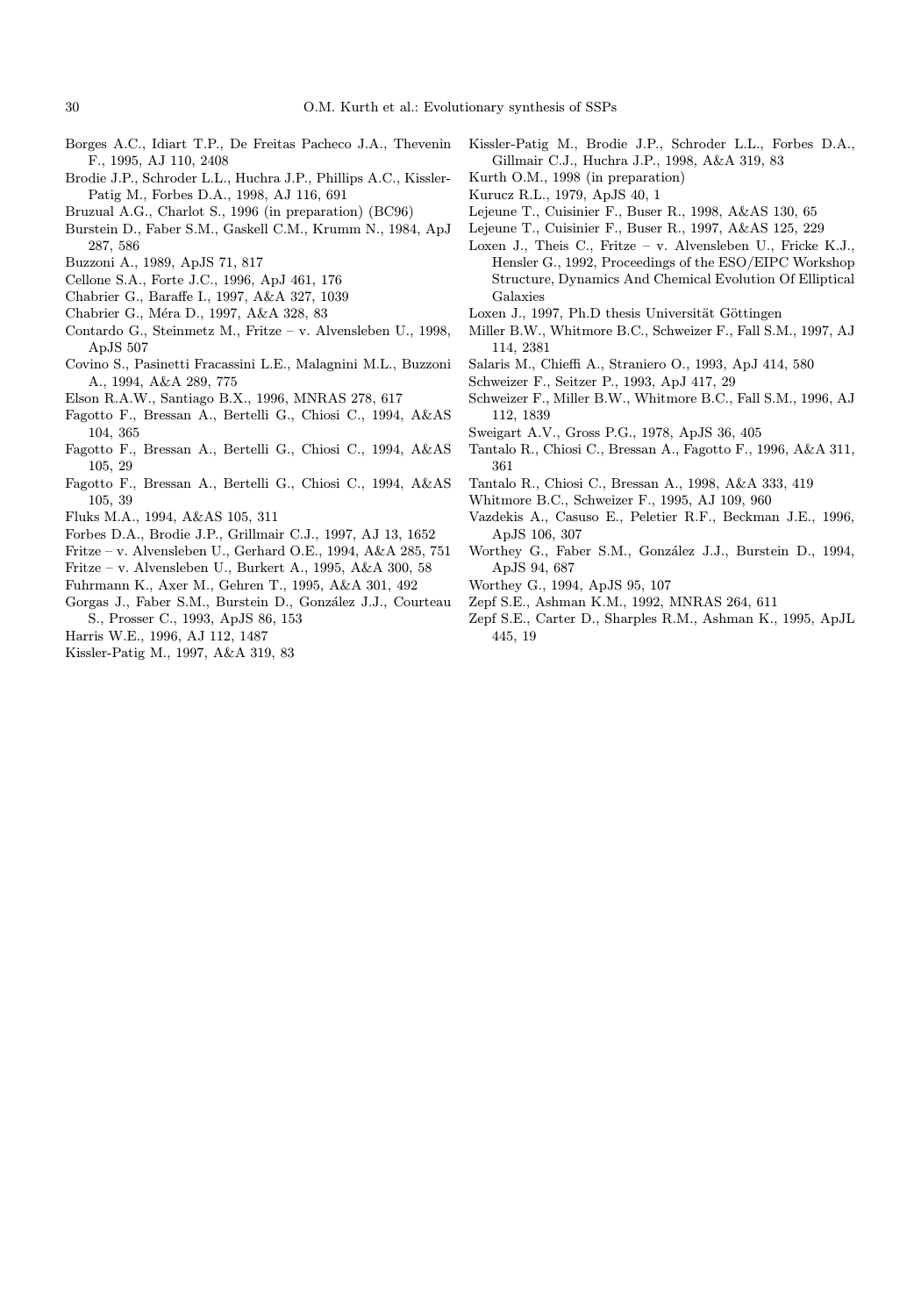Borges A.C., Idiart T.P., De Freitas Pacheco J.A., Thevenin F., 1995, AJ 110, 2408

Brodie J.P., Schroder L.L., Huchra J.P., Phillips A.C., Kissler-Patig M., Forbes D.A., 1998, AJ 116, 691

Bruzual A.G., Charlot S., 1996 (in preparation) (BC96)

Burstein D., Faber S.M., Gaskell C.M., Krumm N., 1984, ApJ 287, 586

Buzzoni A., 1989, ApJS 71, 817

Cellone S.A., Forte J.C., 1996, ApJ 461, 176

Chabrier G., Baraffe I., 1997, A&A 327, 1039

Chabrier G., Méra D., 1997, A&A 328, 83

Contardo G., Steinmetz M., Fritze – v. Alvensleben U., 1998, ApJS 507

Covino S., Pasinetti Fracassini L.E., Malagnini M.L., Buzzoni A., 1994, A&A 289, 775

Elson R.A.W., Santiago B.X., 1996, MNRAS 278, 617

Fagotto F., Bressan A., Bertelli G., Chiosi C., 1994, A&AS 104, 365

Fagotto F., Bressan A., Bertelli G., Chiosi C., 1994, A&AS 105, 29

Fagotto F., Bressan A., Bertelli G., Chiosi C., 1994, A&AS 105, 39

Fluks M.A., 1994, A&AS 105, 311

Forbes D.A., Brodie J.P., Grillmair C.J., 1997, AJ 13, 1652

Fritze – v. Alvensleben U., Gerhard O.E., 1994, A&A 285, 751

Fritze – v. Alvensleben U., Burkert A., 1995, A&A 300, 58

Fuhrmann K., Axer M., Gehren T., 1995, A&A 301, 492

Gorgas J., Faber S.M., Burstein D., González J.J., Courteau S., Prosser C., 1993, ApJS 86, 153

Harris W.E., 1996, AJ 112, 1487

Kissler-Patig M., 1997, A&A 319, 83

Kissler-Patig M., Brodie J.P., Schroder L.L., Forbes D.A., Gillmair C.J., Huchra J.P., 1998, A&A 319, 83

Kurth O.M., 1998 (in preparation)

Kurucz R.L., 1979, ApJS 40, 1

Lejeune T., Cuisinier F., Buser R., 1998, A&AS 130, 65

Lejeune T., Cuisinier F., Buser R., 1997, A&AS 125, 229

Loxen J., Theis C., Fritze – v. Alvensleben U., Fricke K.J., Hensler G., 1992, Proceedings of the ESO/EIPC Workshop Structure, Dynamics And Chemical Evolution Of Elliptical Galaxies

Loxen J., 1997, Ph.D thesis Universität Göttingen

Miller B.W., Whitmore B.C., Schweizer F., Fall S.M., 1997, AJ 114, 2381

Salaris M., Chieffi A., Straniero O., 1993, ApJ 414, 580

Schweizer F., Seitzer P., 1993, ApJ 417, 29

Schweizer F., Miller B.W., Whitmore B.C., Fall S.M., 1996, AJ 112, 1839

Sweigart A.V., Gross P.G., 1978, ApJS 36, 405

Tantalo R., Chiosi C., Bressan A., Fagotto F., 1996, A&A 311, 361

Tantalo R., Chiosi C., Bressan A., 1998, A&A 333, 419

Whitmore B.C., Schweizer F., 1995, AJ 109, 960

Vazdekis A., Casuso E., Peletier R.F., Beckman J.E., 1996, ApJS 106, 307

Worthey G., Faber S.M., González J.J., Burstein D., 1994, ApJS 94, 687

Worthey G., 1994, ApJS 95, 107

Zepf S.E., Ashman K.M., 1992, MNRAS 264, 611

Zepf S.E., Carter D., Sharples R.M., Ashman K., 1995, ApJL 445, 19